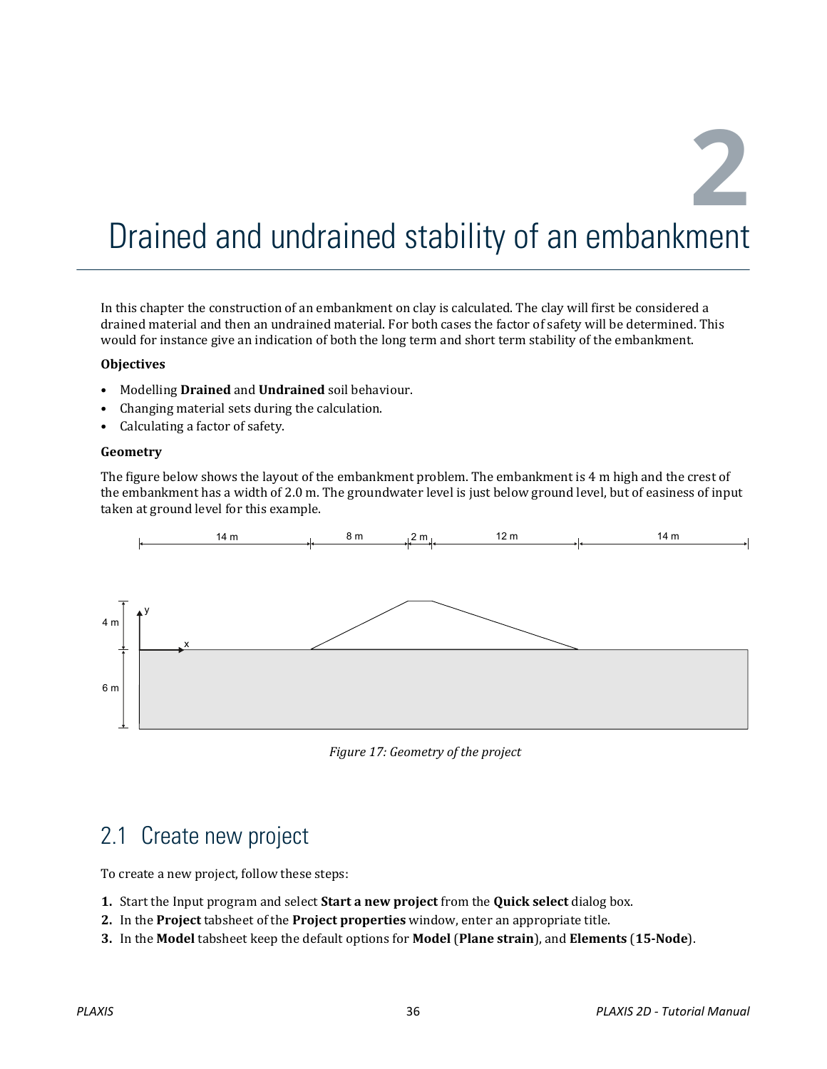# 2 Drained and undrained stability of an embankment

In this chapter the construction of an embankment on clay is calculated. The clay will first be considered a drained material and then an undrained material. For both cases the factor of safety will be determined. This would for instance give an indication of both the long term and short term stability of the embankment.

**Objectives**

- Modelling **Drained** and **Undrained** soil behaviour.
- Changing material sets during the calculation.
- Calculating a factor of safety.

**Geometry**

The figure below shows the layout of the embankment problem. The embankment is 4 m high and the crest of the embankment has a width of 2.0 m. The groundwater level is just below ground level, but of easiness of input taken at ground level for this example.

14 m
8 m
2 m
12 m
14 m
4 m
6 m
y
x

*Figure 17: Geometry of the project*

## 2.1 Create new project

To create a new project, follow these steps:

1. Start the Input program and select **Start a new project** from the **Quick select** dialog box.
2. In the **Project** tabsheet of the **Project properties** window, enter an appropriate title.
3. In the **Model** tabsheet keep the default options for **Model** (**Plane strain**), and **Elements** (**15-Node**).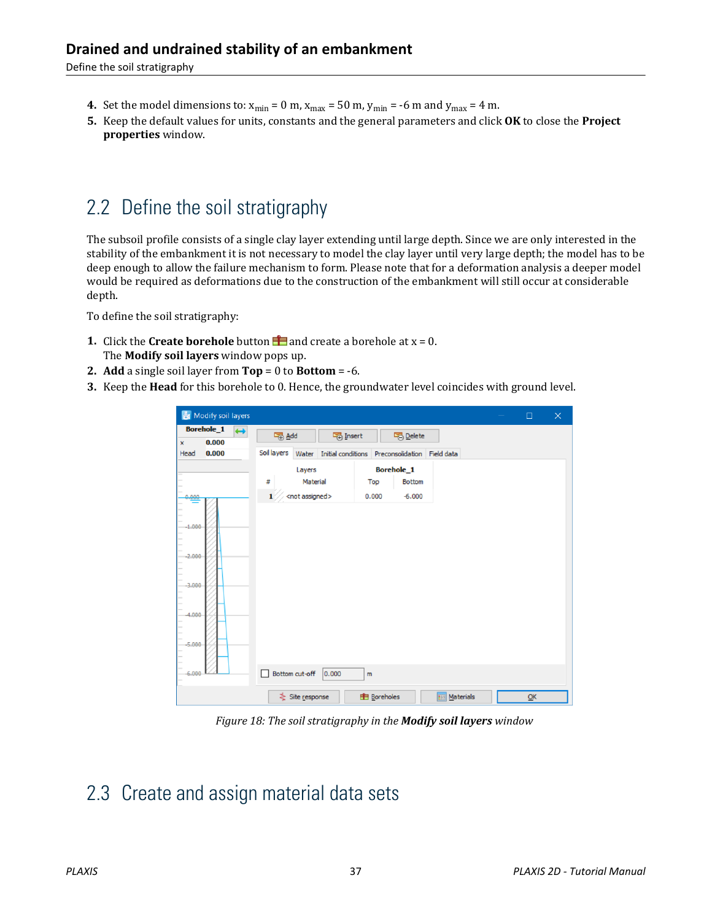4. Set the model dimensions to: $x_{min}$ = 0 m, $x_{max}$ = 50 m, $y_{min}$ = -6 m and $y_{max}$ = 4 m.
5. Keep the default values for units, constants and the general parameters and click **OK** to close the **Project properties** window.

## 2.2 Define the soil stratigraphy

The subsoil profile consists of a single clay layer extending until large depth. Since we are only interested in the stability of the embankment it is not necessary to model the clay layer until very large depth; the model has to be deep enough to allow the failure mechanism to form. Please note that for a deformation analysis a deeper model would be required as deformations due to the construction of the embankment will still occur at considerable depth.

To define the soil stratigraphy:

1. Click the **Create borehole** button and create a borehole at x = 0.
   The **Modify soil layers** window pops up.
2. **Add** a single soil layer from **Top** = 0 to **Bottom** = -6.
3. Keep the **Head** for this borehole to 0. Hence, the groundwater level coincides with ground level.

*Figure 18: The soil stratigraphy in the **Modify soil layers** window*

## 2.3 Create and assign material data sets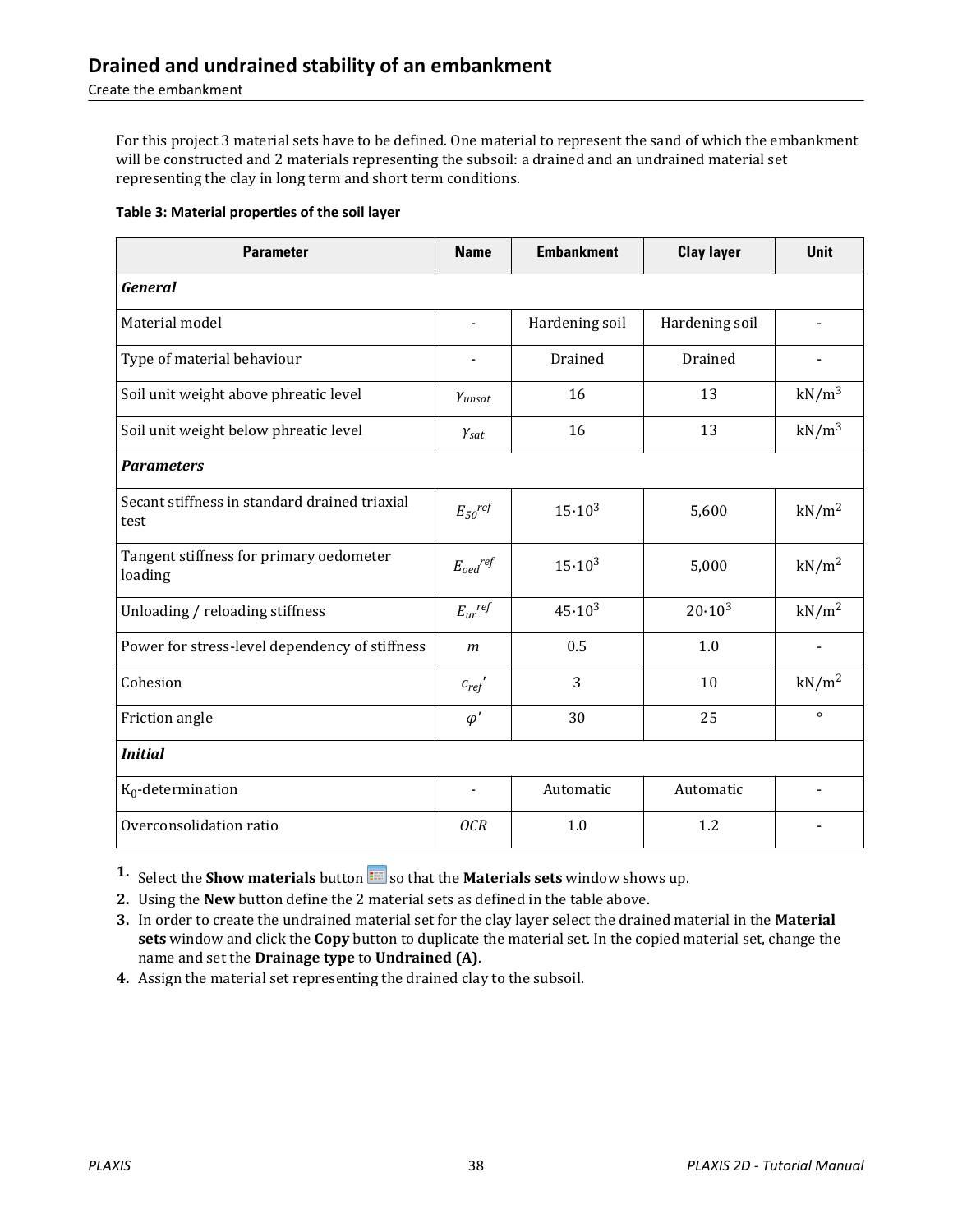For this project 3 material sets have to be defined. One material to represent the sand of which the embankment will be constructed and 2 materials representing the subsoil: a drained and an undrained material set representing the clay in long term and short term conditions.

**Table 3: Material properties of the soil layer**

| Parameter | Name | Embankment | Clay layer | Unit |
|---|---|---|---|---|
| ***General*** | | | | |
| Material model | - | Hardening soil | Hardening soil | - |
| Type of material behaviour | - | Drained | Drained | - |
| Soil unit weight above phreatic level | $\gamma_{unsat}$ | 16 | 13 | $kN/m^3$ |
| Soil unit weight below phreatic level | $\gamma_{sat}$ | 16 | 13 | $kN/m^3$ |
| ***Parameters*** | | | | |
| Secant stiffness in standard drained triaxial test | $E_{50}^{ref}$ | $15 \cdot 10^3$ | 5,600 | $kN/m^2$ |
| Tangent stiffness for primary oedometer loading | $E_{oed}^{ref}$ | $15 \cdot 10^3$ | 5,000 | $kN/m^2$ |
| Unloading / reloading stiffness | $E_{ur}^{ref}$ | $45 \cdot 10^3$ | $20 \cdot 10^3$ | $kN/m^2$ |
| Power for stress-level dependency of stiffness | $m$ | 0.5 | 1.0 | - |
| Cohesion | $c_{ref}'$ | 3 | 10 | $kN/m^2$ |
| Friction angle | $\varphi'$ | 30 | 25 | ° |
| ***Initial*** | | | | |
| $K_0$-determination | - | Automatic | Automatic | - |
| Overconsolidation ratio | $OCR$ | 1.0 | 1.2 | - |

1. Select the **Show materials** button so that the **Materials sets** window shows up.
2. Using the **New** button define the 2 material sets as defined in the table above.
3. In order to create the undrained material set for the clay layer select the drained material in the **Material sets** window and click the **Copy** button to duplicate the material set. In the copied material set, change the name and set the **Drainage type** to **Undrained (A)**.
4. Assign the material set representing the drained clay to the subsoil.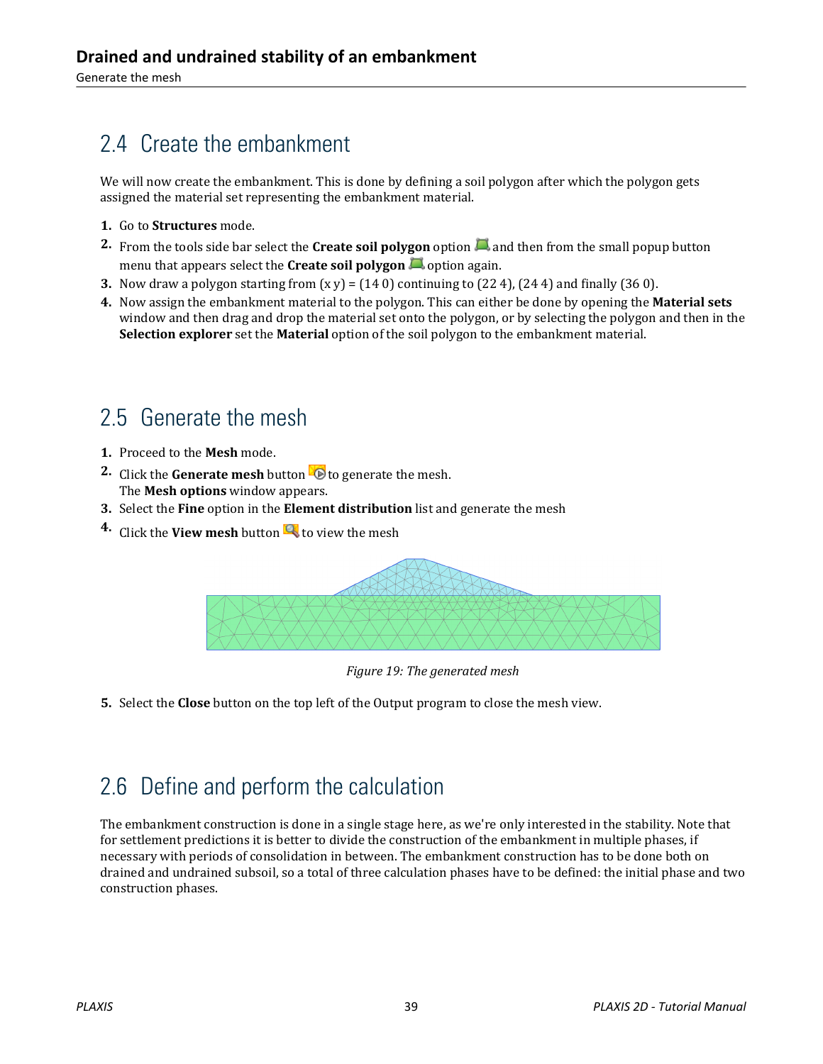## 2.4 Create the embankment

We will now create the embankment. This is done by defining a soil polygon after which the polygon gets assigned the material set representing the embankment material.

1. Go to **Structures** mode.
2. From the tools side bar select the **Create soil polygon** option and then from the small popup button menu that appears select the **Create soil polygon** option again.
3. Now draw a polygon starting from (x y) = (14 0) continuing to (22 4), (24 4) and finally (36 0).
4. Now assign the embankment material to the polygon. This can either be done by opening the **Material sets** window and then drag and drop the material set onto the polygon, or by selecting the polygon and then in the **Selection explorer** set the **Material** option of the soil polygon to the embankment material.

## 2.5 Generate the mesh

1. Proceed to the **Mesh** mode.
2. Click the **Generate mesh** button to generate the mesh.
   The **Mesh options** window appears.
3. Select the **Fine** option in the **Element distribution** list and generate the mesh
4. Click the **View mesh** button to view the mesh

*Figure 19: The generated mesh*

5. Select the **Close** button on the top left of the Output program to close the mesh view.

## 2.6 Define and perform the calculation

The embankment construction is done in a single stage here, as we're only interested in the stability. Note that for settlement predictions it is better to divide the construction of the embankment in multiple phases, if necessary with periods of consolidation in between. The embankment construction has to be done both on drained and undrained subsoil, so a total of three calculation phases have to be defined: the initial phase and two construction phases.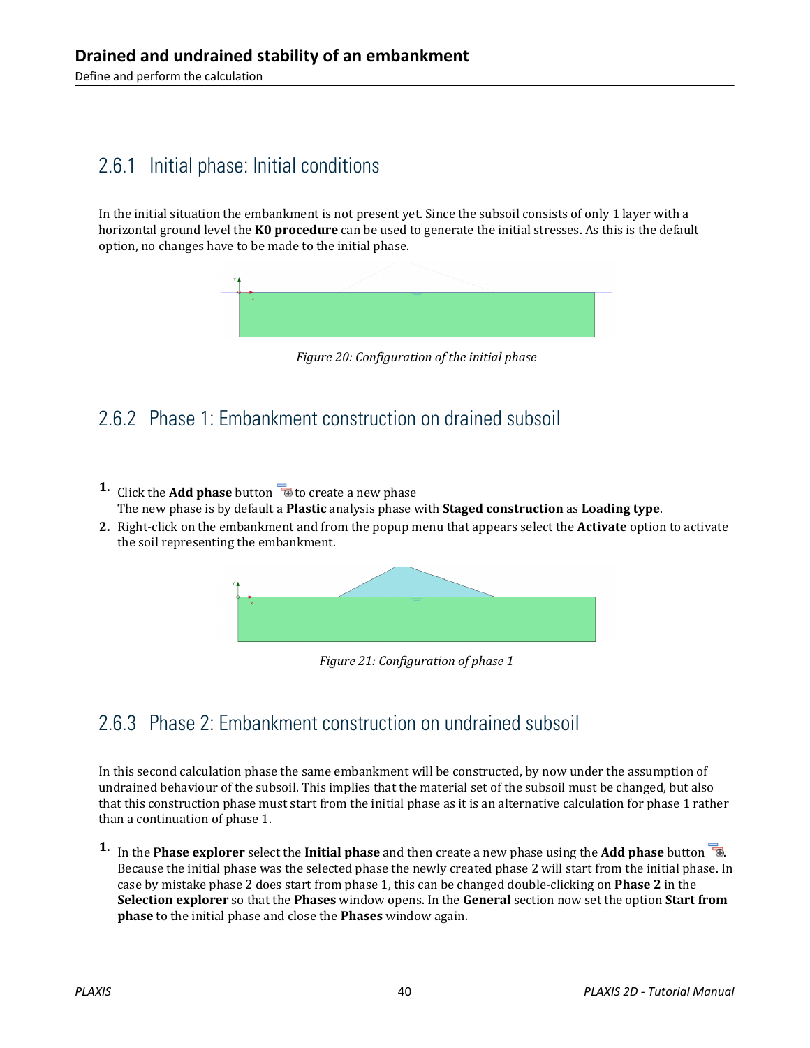## 2.6.1 Initial phase: Initial conditions

In the initial situation the embankment is not present yet. Since the subsoil consists of only 1 layer with a horizontal ground level the **K0 procedure** can be used to generate the initial stresses. As this is the default option, no changes have to be made to the initial phase.

*Figure 20: Configuration of the initial phase*

## 2.6.2 Phase 1: Embankment construction on drained subsoil

1. Click the **Add phase** button to create a new phase
   The new phase is by default a **Plastic** analysis phase with **Staged construction** as **Loading type**.
2. Right-click on the embankment and from the popup menu that appears select the **Activate** option to activate the soil representing the embankment.

*Figure 21: Configuration of phase 1*

## 2.6.3 Phase 2: Embankment construction on undrained subsoil

In this second calculation phase the same embankment will be constructed, by now under the assumption of undrained behaviour of the subsoil. This implies that the material set of the subsoil must be changed, but also that this construction phase must start from the initial phase as it is an alternative calculation for phase 1 rather than a continuation of phase 1.

1. In the **Phase explorer** select the **Initial phase** and then create a new phase using the **Add phase** button. Because the initial phase was the selected phase the newly created phase 2 will start from the initial phase. In case by mistake phase 2 does start from phase 1, this can be changed double-clicking on **Phase 2** in the **Selection explorer** so that the **Phases** window opens. In the **General** section now set the option **Start from phase** to the initial phase and close the **Phases** window again.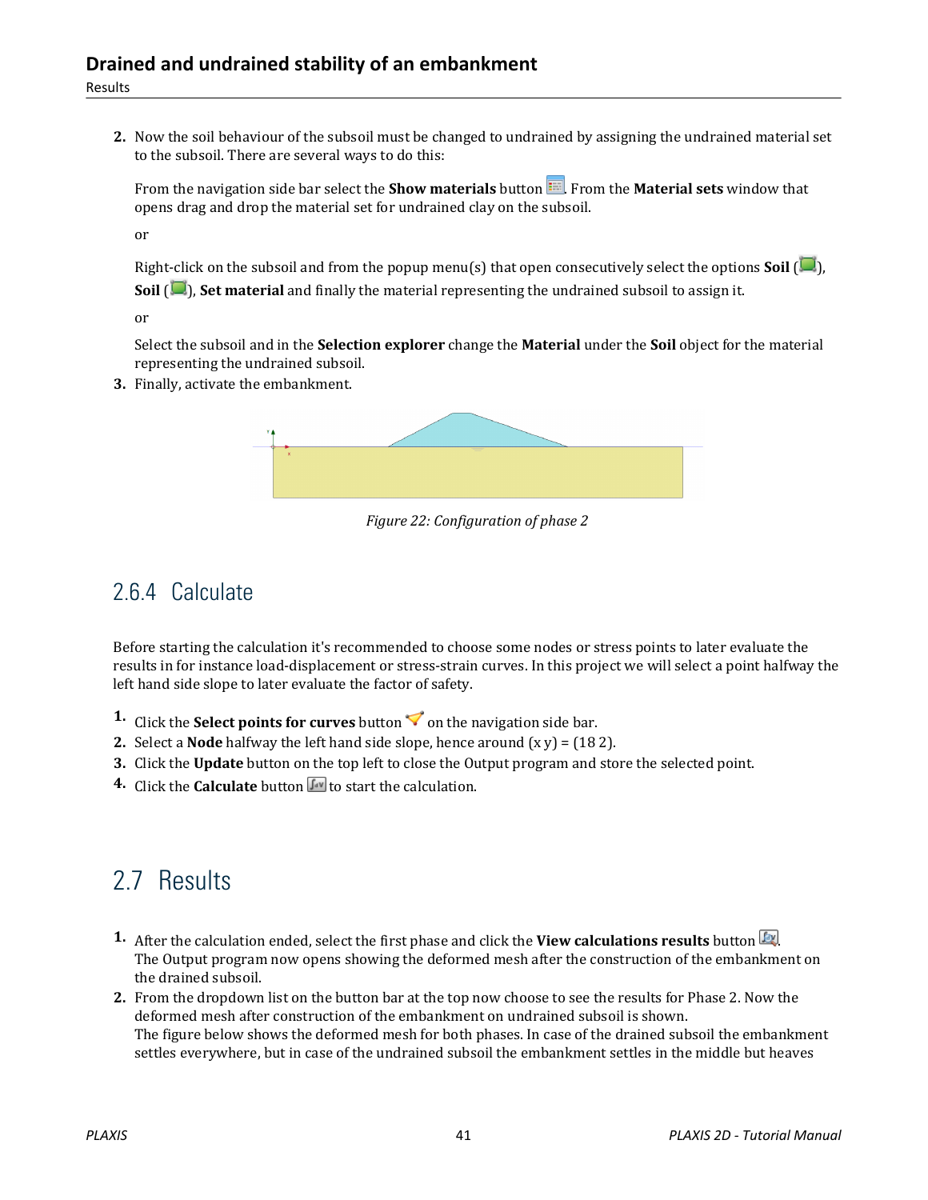2. Now the soil behaviour of the subsoil must be changed to undrained by assigning the undrained material set to the subsoil. There are several ways to do this:

   From the navigation side bar select the **Show materials** button. From the **Material sets** window that opens drag and drop the material set for undrained clay on the subsoil.

   or

   Right-click on the subsoil and from the popup menu(s) that open consecutively select the options **Soil** ( ), **Soil** ( ), **Set material** and finally the material representing the undrained subsoil to assign it.

   or

   Select the subsoil and in the **Selection explorer** change the **Material** under the **Soil** object for the material representing the undrained subsoil.
3. Finally, activate the embankment.

*Figure 22: Configuration of phase 2*

## 2.6.4 Calculate

Before starting the calculation it's recommended to choose some nodes or stress points to later evaluate the results in for instance load-displacement or stress-strain curves. In this project we will select a point halfway the left hand side slope to later evaluate the factor of safety.

1. Click the **Select points for curves** button on the navigation side bar.
2. Select a **Node** halfway the left hand side slope, hence around (x y) = (18 2).
3. Click the **Update** button on the top left to close the Output program and store the selected point.
4. Click the **Calculate** button to start the calculation.

# 2.7 Results

1. After the calculation ended, select the first phase and click the **View calculations results** button. The Output program now opens showing the deformed mesh after the construction of the embankment on the drained subsoil.
2. From the dropdown list on the button bar at the top now choose to see the results for Phase 2. Now the deformed mesh after construction of the embankment on undrained subsoil is shown. The figure below shows the deformed mesh for both phases. In case of the drained subsoil the embankment settles everywhere, but in case of the undrained subsoil the embankment settles in the middle but heaves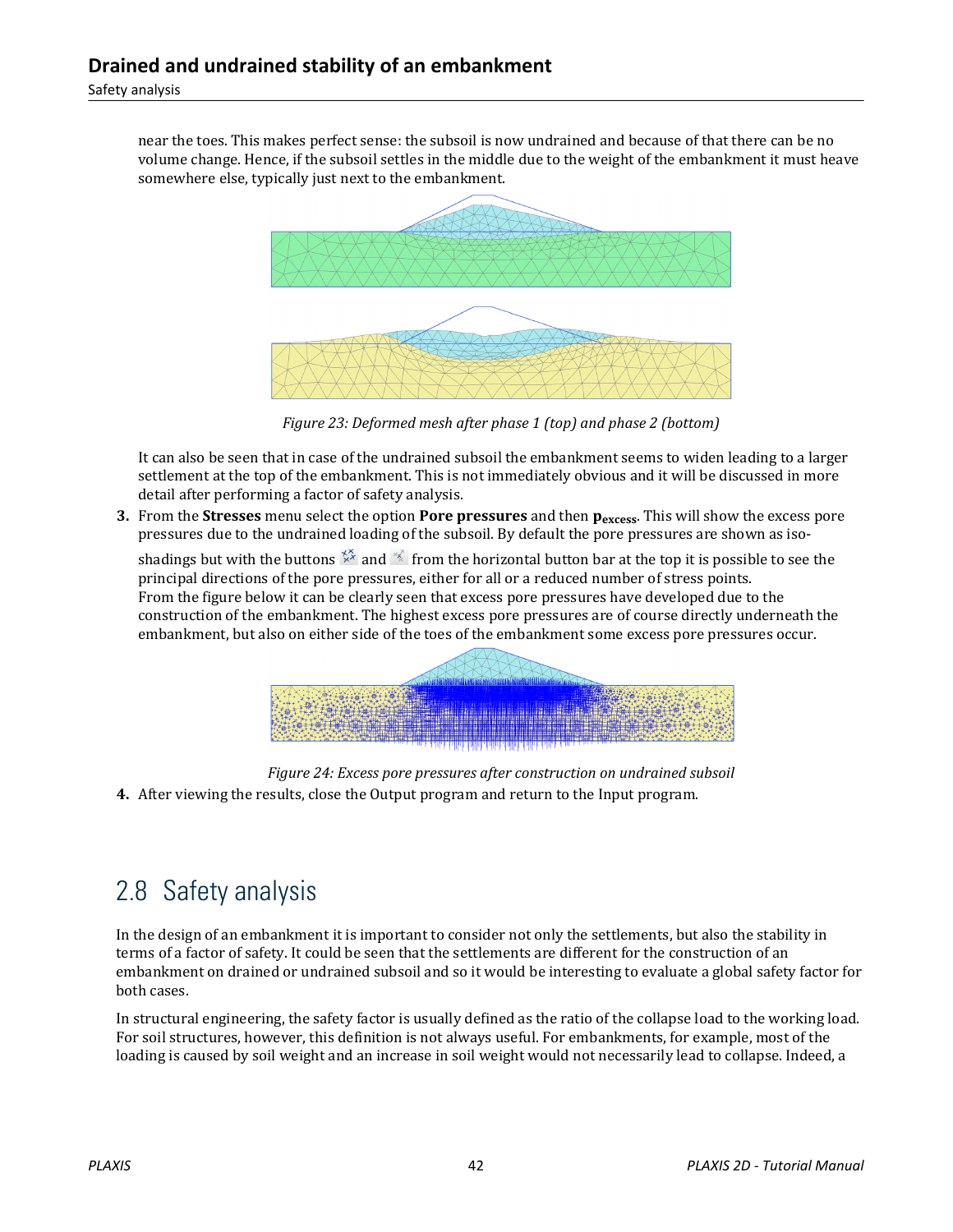near the toes. This makes perfect sense: the subsoil is now undrained and because of that there can be no volume change. Hence, if the subsoil settles in the middle due to the weight of the embankment it must heave somewhere else, typically just next to the embankment.

*Figure 23: Deformed mesh after phase 1 (top) and phase 2 (bottom)*

It can also be seen that in case of the undrained subsoil the embankment seems to widen leading to a larger settlement at the top of the embankment. This is not immediately obvious and it will be discussed in more detail after performing a factor of safety analysis.

3. From the **Stresses** menu select the option **Pore pressures** and then $\mathbf{p_{excess}}$. This will show the excess pore pressures due to the undrained loading of the subsoil. By default the pore pressures are shown as iso-shadings but with the buttons and from the horizontal button bar at the top it is possible to see the principal directions of the pore pressures, either for all or a reduced number of stress points.
   From the figure below it can be clearly seen that excess pore pressures have developed due to the construction of the embankment. The highest excess pore pressures are of course directly underneath the embankment, but also on either side of the toes of the embankment some excess pore pressures occur.

*Figure 24: Excess pore pressures after construction on undrained subsoil*

4. After viewing the results, close the Output program and return to the Input program.

## 2.8 Safety analysis

In the design of an embankment it is important to consider not only the settlements, but also the stability in terms of a factor of safety. It could be seen that the settlements are different for the construction of an embankment on drained or undrained subsoil and so it would be interesting to evaluate a global safety factor for both cases.

In structural engineering, the safety factor is usually defined as the ratio of the collapse load to the working load. For soil structures, however, this definition is not always useful. For embankments, for example, most of the loading is caused by soil weight and an increase in soil weight would not necessarily lead to collapse. Indeed, a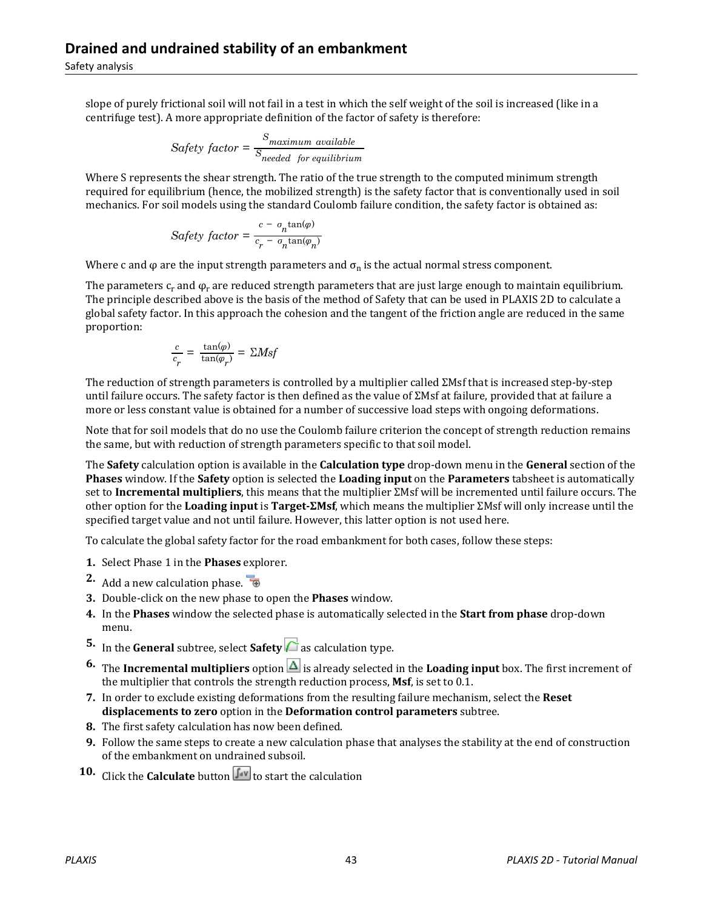slope of purely frictional soil will not fail in a test in which the self weight of the soil is increased (like in a centrifuge test). A more appropriate definition of the factor of safety is therefore:

$$Safety\ factor = \frac{S_{maximum\ \ available}}{S_{needed\ \ for\ equilibrium}}$$

Where S represents the shear strength. The ratio of the true strength to the computed minimum strength required for equilibrium (hence, the mobilized strength) is the safety factor that is conventionally used in soil mechanics. For soil models using the standard Coulomb failure condition, the safety factor is obtained as:

$$Safety\ factor = \frac{c - \sigma_n \tan(\varphi)}{c_r - \sigma_n \tan(\varphi_n)}$$

Where c and φ are the input strength parameters and $\sigma_n$ is the actual normal stress component.

The parameters $c_r$ and $\varphi_r$ are reduced strength parameters that are just large enough to maintain equilibrium. The principle described above is the basis of the method of Safety that can be used in PLAXIS 2D to calculate a global safety factor. In this approach the cohesion and the tangent of the friction angle are reduced in the same proportion:

$$\frac{c}{c_r} = \frac{\tan(\varphi)}{\tan(\varphi_r)} = \Sigma Msf$$

The reduction of strength parameters is controlled by a multiplier called ΣMsf that is increased step-by-step until failure occurs. The safety factor is then defined as the value of ΣMsf at failure, provided that at failure a more or less constant value is obtained for a number of successive load steps with ongoing deformations.

Note that for soil models that do no use the Coulomb failure criterion the concept of strength reduction remains the same, but with reduction of strength parameters specific to that soil model.

The **Safety** calculation option is available in the **Calculation type** drop-down menu in the **General** section of the **Phases** window. If the **Safety** option is selected the **Loading input** on the **Parameters** tabsheet is automatically set to **Incremental multipliers**, this means that the multiplier ΣMsf will be incremented until failure occurs. The other option for the **Loading input** is **Target-ΣMsf**, which means the multiplier ΣMsf will only increase until the specified target value and not until failure. However, this latter option is not used here.

To calculate the global safety factor for the road embankment for both cases, follow these steps:

1. Select Phase 1 in the **Phases** explorer.
2. Add a new calculation phase.
3. Double-click on the new phase to open the **Phases** window.
4. In the **Phases** window the selected phase is automatically selected in the **Start from phase** drop-down menu.
5. In the **General** subtree, select **Safety** as calculation type.
6. The **Incremental multipliers** option is already selected in the **Loading input** box. The first increment of the multiplier that controls the strength reduction process, **Msf**, is set to 0.1.
7. In order to exclude existing deformations from the resulting failure mechanism, select the **Reset displacements to zero** option in the **Deformation control parameters** subtree.
8. The first safety calculation has now been defined.
9. Follow the same steps to create a new calculation phase that analyses the stability at the end of construction of the embankment on undrained subsoil.
10. Click the **Calculate** button to start the calculation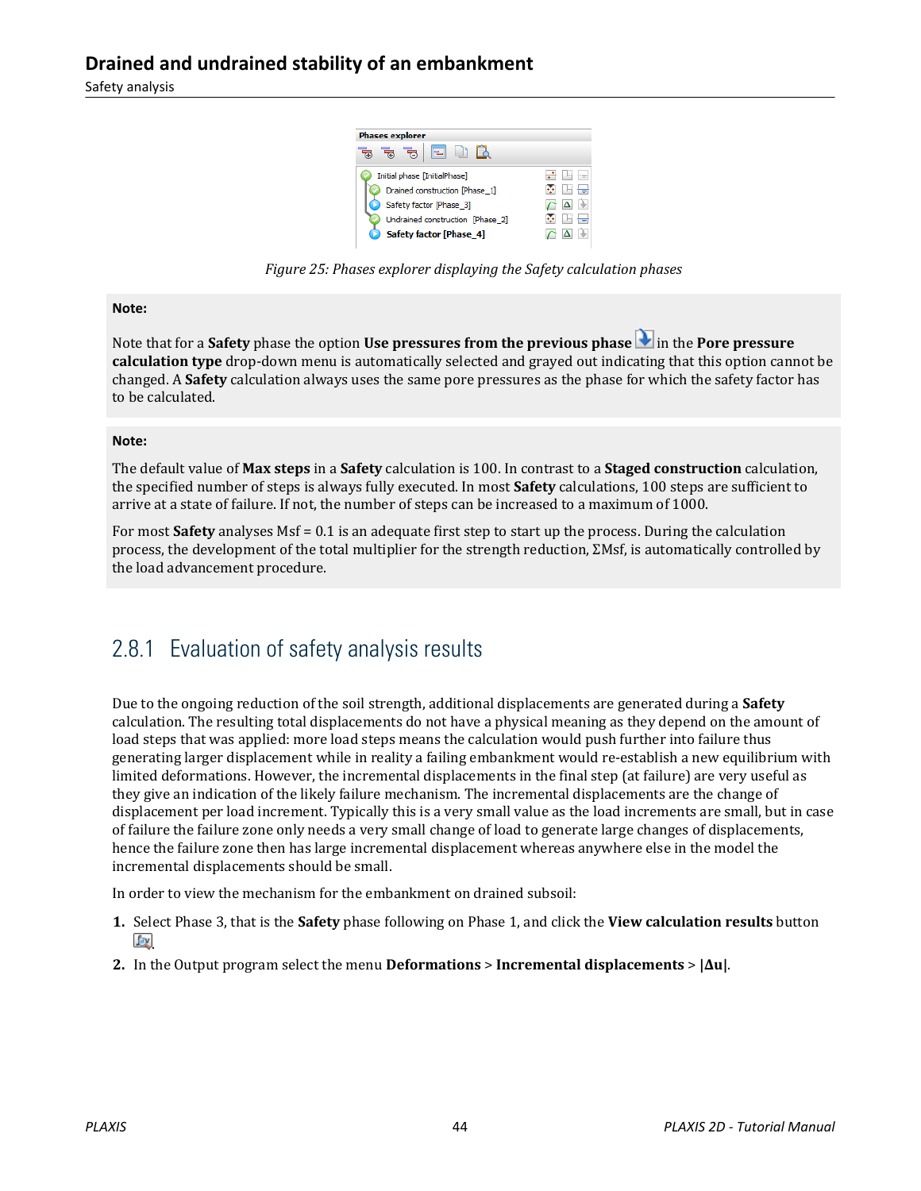Figure 25: Phases explorer displaying the Safety calculation phases

**Note:**

Note that for a **Safety** phase the option **Use pressures from the previous phase** in the **Pore pressure calculation type** drop-down menu is automatically selected and grayed out indicating that this option cannot be changed. A **Safety** calculation always uses the same pore pressures as the phase for which the safety factor has to be calculated.

**Note:**

The default value of **Max steps** in a **Safety** calculation is 100. In contrast to a **Staged construction** calculation, the specified number of steps is always fully executed. In most **Safety** calculations, 100 steps are sufficient to arrive at a state of failure. If not, the number of steps can be increased to a maximum of 1000.

For most **Safety** analyses Msf = 0.1 is an adequate first step to start up the process. During the calculation process, the development of the total multiplier for the strength reduction, ΣMsf, is automatically controlled by the load advancement procedure.

### 2.8.1 Evaluation of safety analysis results

Due to the ongoing reduction of the soil strength, additional displacements are generated during a **Safety** calculation. The resulting total displacements do not have a physical meaning as they depend on the amount of load steps that was applied: more load steps means the calculation would push further into failure thus generating larger displacement while in reality a failing embankment would re-establish a new equilibrium with limited deformations. However, the incremental displacements in the final step (at failure) are very useful as they give an indication of the likely failure mechanism. The incremental displacements are the change of displacement per load increment. Typically this is a very small value as the load increments are small, but in case of failure the failure zone only needs a very small change of load to generate large changes of displacements, hence the failure zone then has large incremental displacement whereas anywhere else in the model the incremental displacements should be small.

In order to view the mechanism for the embankment on drained subsoil:

1. Select Phase 3, that is the **Safety** phase following on Phase 1, and click the **View calculation results** button.
2. In the Output program select the menu **Deformations** > **Incremental displacements** > **|Δu|**.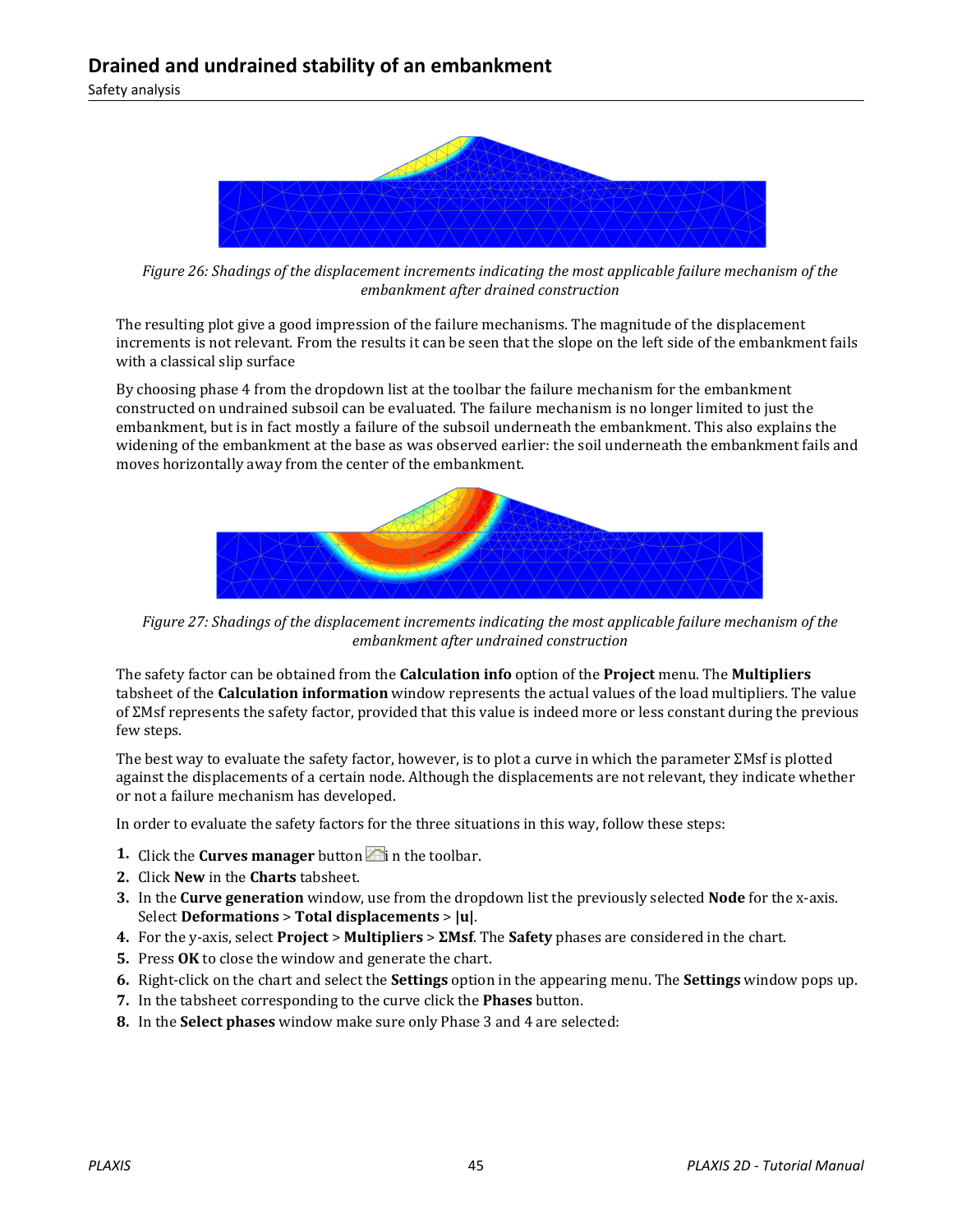*Figure 26: Shadings of the displacement increments indicating the most applicable failure mechanism of the embankment after drained construction*

The resulting plot give a good impression of the failure mechanisms. The magnitude of the displacement increments is not relevant. From the results it can be seen that the slope on the left side of the embankment fails with a classical slip surface

By choosing phase 4 from the dropdown list at the toolbar the failure mechanism for the embankment constructed on undrained subsoil can be evaluated. The failure mechanism is no longer limited to just the embankment, but is in fact mostly a failure of the subsoil underneath the embankment. This also explains the widening of the embankment at the base as was observed earlier: the soil underneath the embankment fails and moves horizontally away from the center of the embankment.

*Figure 27: Shadings of the displacement increments indicating the most applicable failure mechanism of the embankment after undrained construction*

The safety factor can be obtained from the **Calculation info** option of the **Project** menu. The **Multipliers** tabsheet of the **Calculation information** window represents the actual values of the load multipliers. The value of ΣMsf represents the safety factor, provided that this value is indeed more or less constant during the previous few steps.

The best way to evaluate the safety factor, however, is to plot a curve in which the parameter ΣMsf is plotted against the displacements of a certain node. Although the displacements are not relevant, they indicate whether or not a failure mechanism has developed.

In order to evaluate the safety factors for the three situations in this way, follow these steps:

1. Click the **Curves manager** button i n the toolbar.
2. Click **New** in the **Charts** tabsheet.
3. In the **Curve generation** window, use from the dropdown list the previously selected **Node** for the x-axis. Select **Deformations** > **Total displacements** > **|u|**.
4. For the y-axis, select **Project** > **Multipliers** > **ΣMsf**. The **Safety** phases are considered in the chart.
5. Press **OK** to close the window and generate the chart.
6. Right-click on the chart and select the **Settings** option in the appearing menu. The **Settings** window pops up.
7. In the tabsheet corresponding to the curve click the **Phases** button.
8. In the **Select phases** window make sure only Phase 3 and 4 are selected: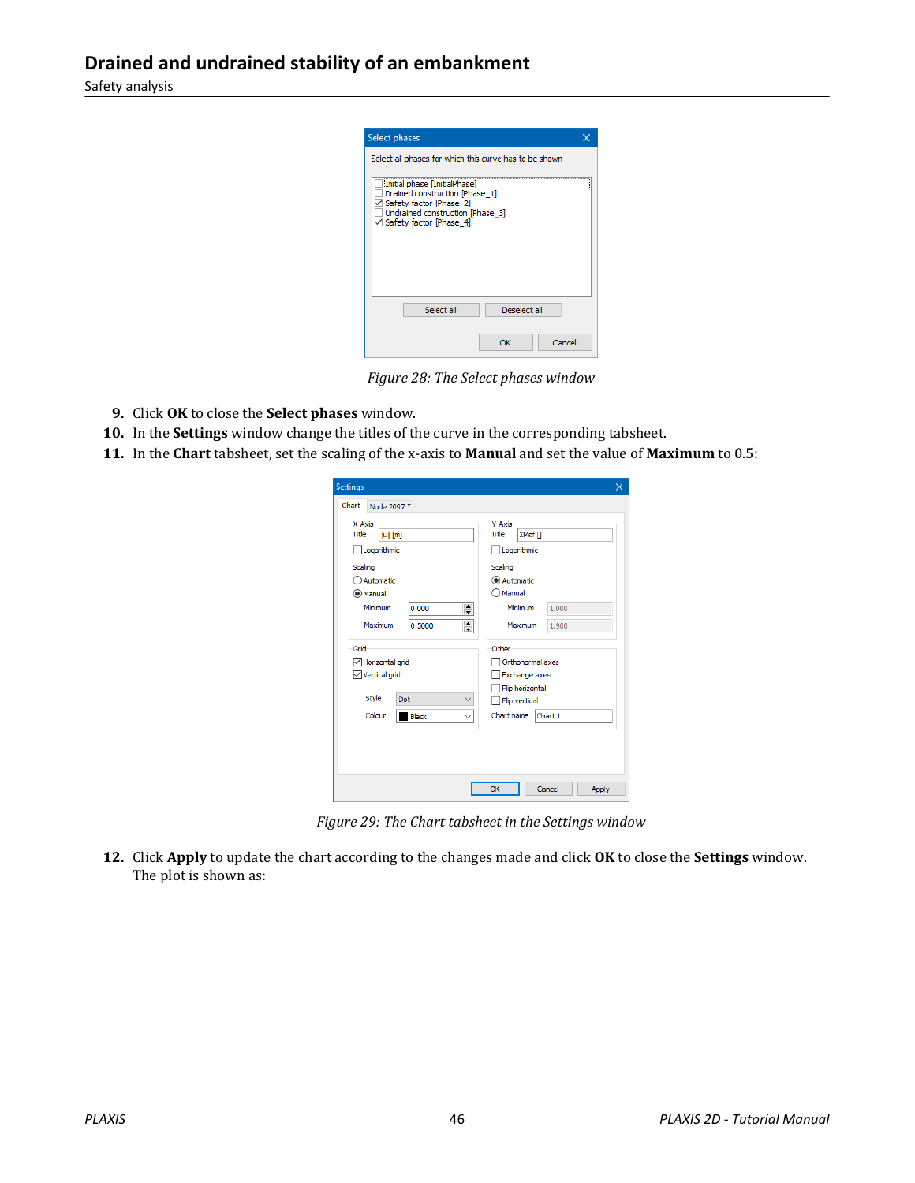Figure 28: The Select phases window

9. Click **OK** to close the **Select phases** window.
10. In the **Settings** window change the titles of the curve in the corresponding tabsheet.
11. In the **Chart** tabsheet, set the scaling of the x-axis to **Manual** and set the value of **Maximum** to 0.5:

Figure 29: The Chart tabsheet in the Settings window

12. Click **Apply** to update the chart according to the changes made and click **OK** to close the **Settings** window. The plot is shown as: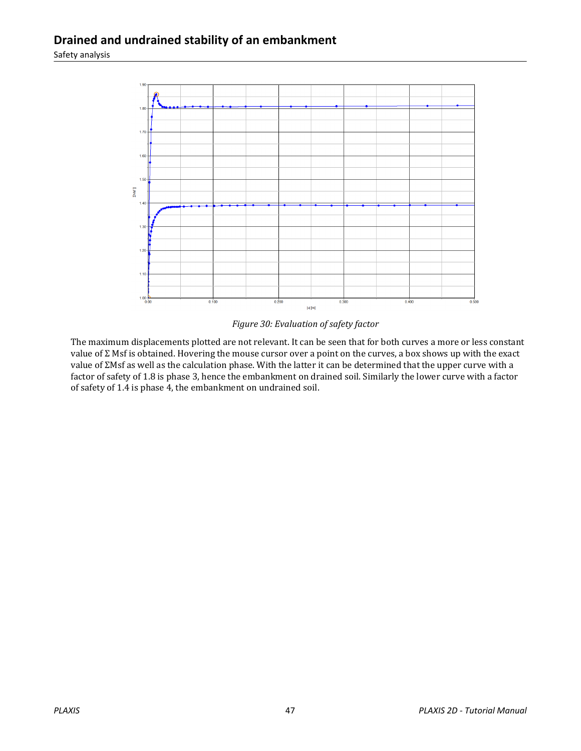1.90

1.80

1.70

1.60

1.50

1.40

1.30

1.20

1.10

1.00

ΣMsf []

0.00 0.100 0.200 0.300 0.400 0.500

|u| [m]

*Figure 30: Evaluation of safety factor*

The maximum displacements plotted are not relevant. It can be seen that for both curves a more or less constant value of Σ Msf is obtained. Hovering the mouse cursor over a point on the curves, a box shows up with the exact value of ΣMsf as well as the calculation phase. With the latter it can be determined that the upper curve with a factor of safety of 1.8 is phase 3, hence the embankment on drained soil. Similarly the lower curve with a factor of safety of 1.4 is phase 4, the embankment on undrained soil.